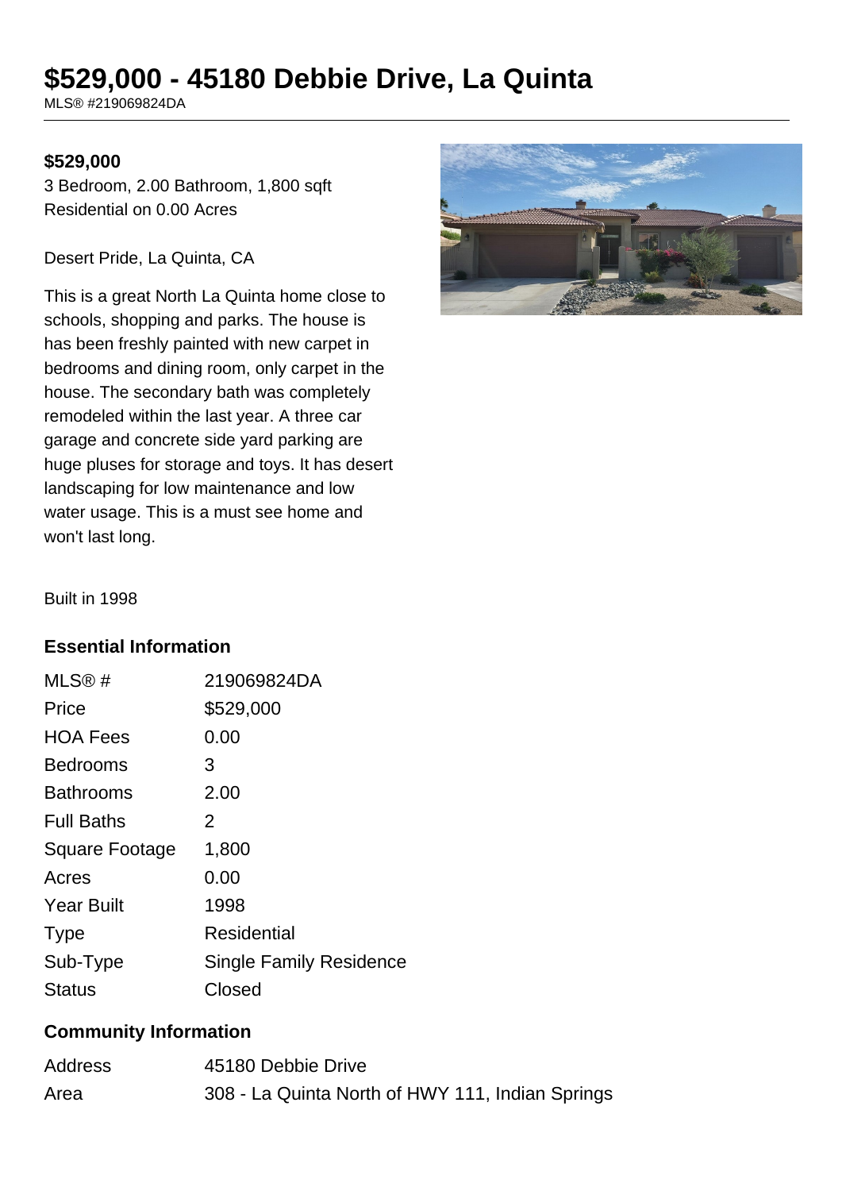# $529,000 - 45180 Debbie Drive, La Quinta

MLS® #219069824DA

**$529,000**

3 Bedroom, 2.00 Bathroom, 1,800 sqft
Residential on 0.00 Acres

Desert Pride, La Quinta, CA

This is a great North La Quinta home close to schools, shopping and parks. The house is has been freshly painted with new carpet in bedrooms and dining room, only carpet in the house. The secondary bath was completely remodeled within the last year. A three car garage and concrete side yard parking are huge pluses for storage and toys. It has desert landscaping for low maintenance and low water usage. This is a must see home and won't last long.

Built in 1998

### Essential Information

| | |
|---|---|
| MLS® # | 219069824DA |
| Price | $529,000 |
| HOA Fees | 0.00 |
| Bedrooms | 3 |
| Bathrooms | 2.00 |
| Full Baths | 2 |
| Square Footage | 1,800 |
| Acres | 0.00 |
| Year Built | 1998 |
| Type | Residential |
| Sub-Type | Single Family Residence |
| Status | Closed |

### Community Information

| | |
|---|---|
| Address | 45180 Debbie Drive |
| Area | 308 - La Quinta North of HWY 111, Indian Springs |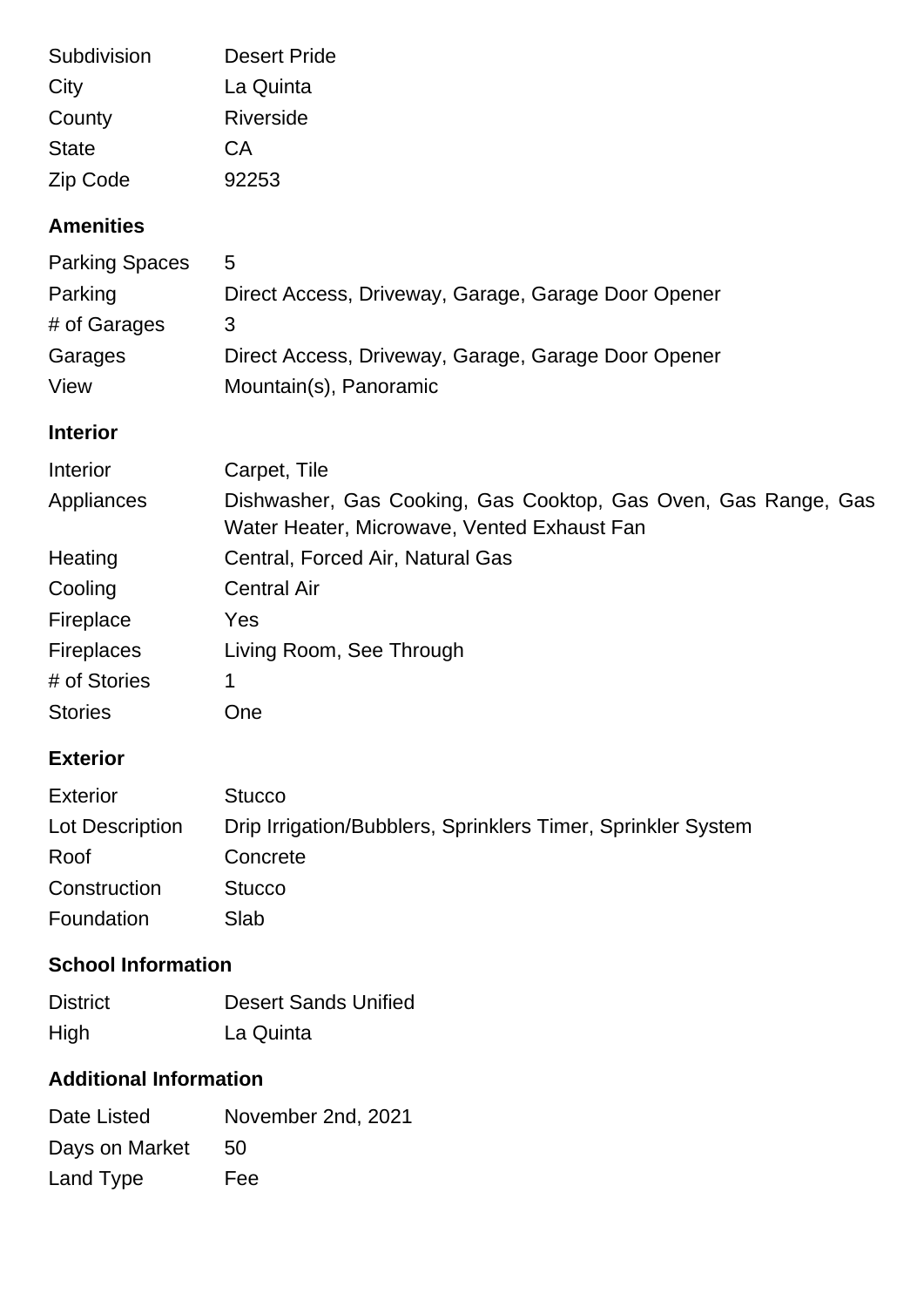| | |
|---|---|
| Subdivision | Desert Pride |
| City | La Quinta |
| County | Riverside |
| State | CA |
| Zip Code | 92253 |

### Amenities

| | |
|---|---|
| Parking Spaces | 5 |
| Parking | Direct Access, Driveway, Garage, Garage Door Opener |
| # of Garages | 3 |
| Garages | Direct Access, Driveway, Garage, Garage Door Opener |
| View | Mountain(s), Panoramic |

### Interior

| | |
|---|---|
| Interior | Carpet, Tile |
| Appliances | Dishwasher, Gas Cooking, Gas Cooktop, Gas Oven, Gas Range, Gas Water Heater, Microwave, Vented Exhaust Fan |
| Heating | Central, Forced Air, Natural Gas |
| Cooling | Central Air |
| Fireplace | Yes |
| Fireplaces | Living Room, See Through |
| # of Stories | 1 |
| Stories | One |

### Exterior

| | |
|---|---|
| Exterior | Stucco |
| Lot Description | Drip Irrigation/Bubblers, Sprinklers Timer, Sprinkler System |
| Roof | Concrete |
| Construction | Stucco |
| Foundation | Slab |

### School Information

| | |
|---|---|
| District | Desert Sands Unified |
| High | La Quinta |

### Additional Information

| | |
|---|---|
| Date Listed | November 2nd, 2021 |
| Days on Market | 50 |
| Land Type | Fee |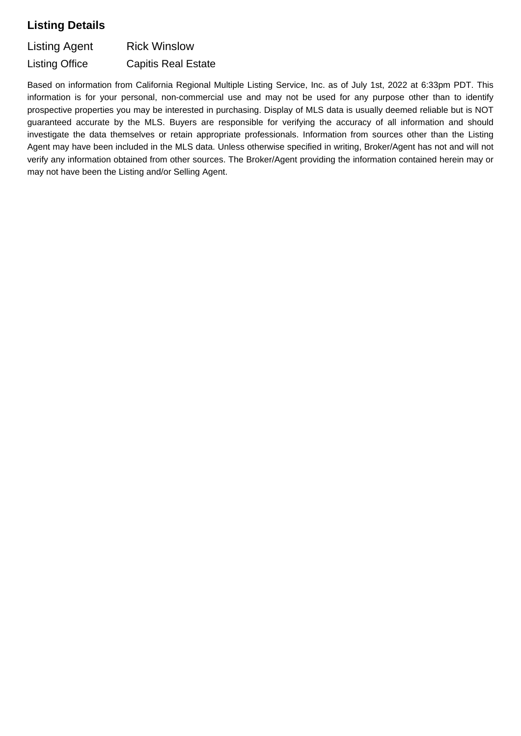## Listing Details

| | |
|---|---|
| Listing Agent | Rick Winslow |
| Listing Office | Capitis Real Estate |

Based on information from California Regional Multiple Listing Service, Inc. as of July 1st, 2022 at 6:33pm PDT. This information is for your personal, non-commercial use and may not be used for any purpose other than to identify prospective properties you may be interested in purchasing. Display of MLS data is usually deemed reliable but is NOT guaranteed accurate by the MLS. Buyers are responsible for verifying the accuracy of all information and should investigate the data themselves or retain appropriate professionals. Information from sources other than the Listing Agent may have been included in the MLS data. Unless otherwise specified in writing, Broker/Agent has not and will not verify any information obtained from other sources. The Broker/Agent providing the information contained herein may or may not have been the Listing and/or Selling Agent.